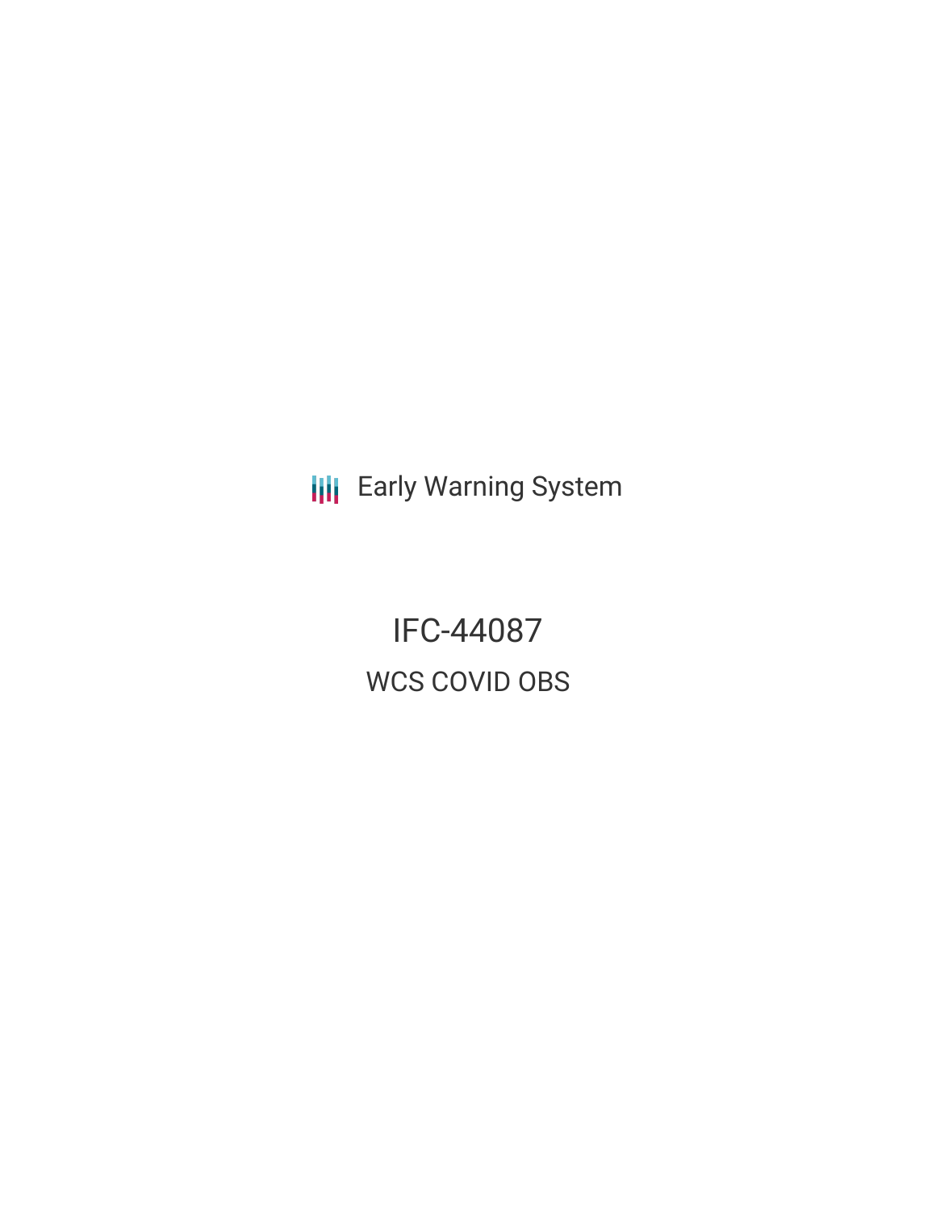Early Warning System

# IFC-44087

## WCS COVID OBS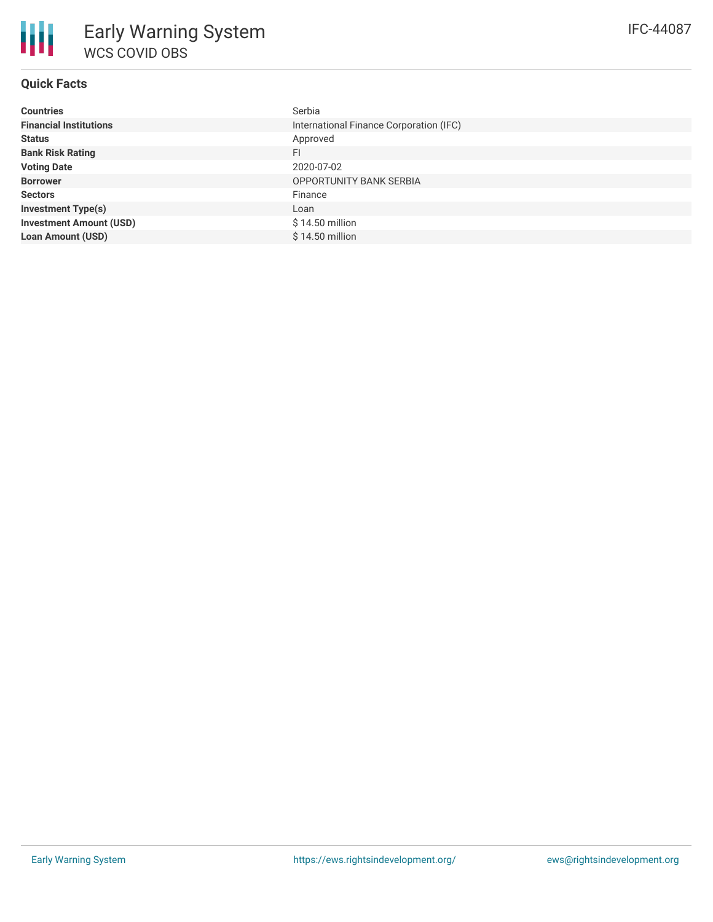# Early Warning System

## WCS COVID OBS

IFC-44087

### Quick Facts

| | |
|---|---|
| **Countries** | Serbia |
| **Financial Institutions** | International Finance Corporation (IFC) |
| **Status** | Approved |
| **Bank Risk Rating** | FI |
| **Voting Date** | 2020-07-02 |
| **Borrower** | OPPORTUNITY BANK SERBIA |
| **Sectors** | Finance |
| **Investment Type(s)** | Loan |
| **Investment Amount (USD)** | $ 14.50 million |
| **Loan Amount (USD)** | $ 14.50 million |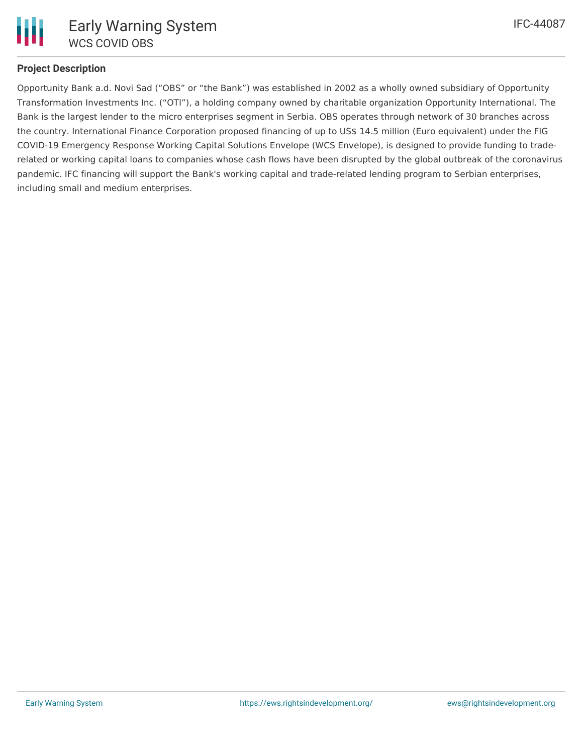### Project Description

Opportunity Bank a.d. Novi Sad ("OBS" or "the Bank") was established in 2002 as a wholly owned subsidiary of Opportunity Transformation Investments Inc. ("OTI"), a holding company owned by charitable organization Opportunity International. The Bank is the largest lender to the micro enterprises segment in Serbia. OBS operates through network of 30 branches across the country. International Finance Corporation proposed financing of up to US$ 14.5 million (Euro equivalent) under the FIG COVID-19 Emergency Response Working Capital Solutions Envelope (WCS Envelope), is designed to provide funding to trade-related or working capital loans to companies whose cash flows have been disrupted by the global outbreak of the coronavirus pandemic. IFC financing will support the Bank's working capital and trade-related lending program to Serbian enterprises, including small and medium enterprises.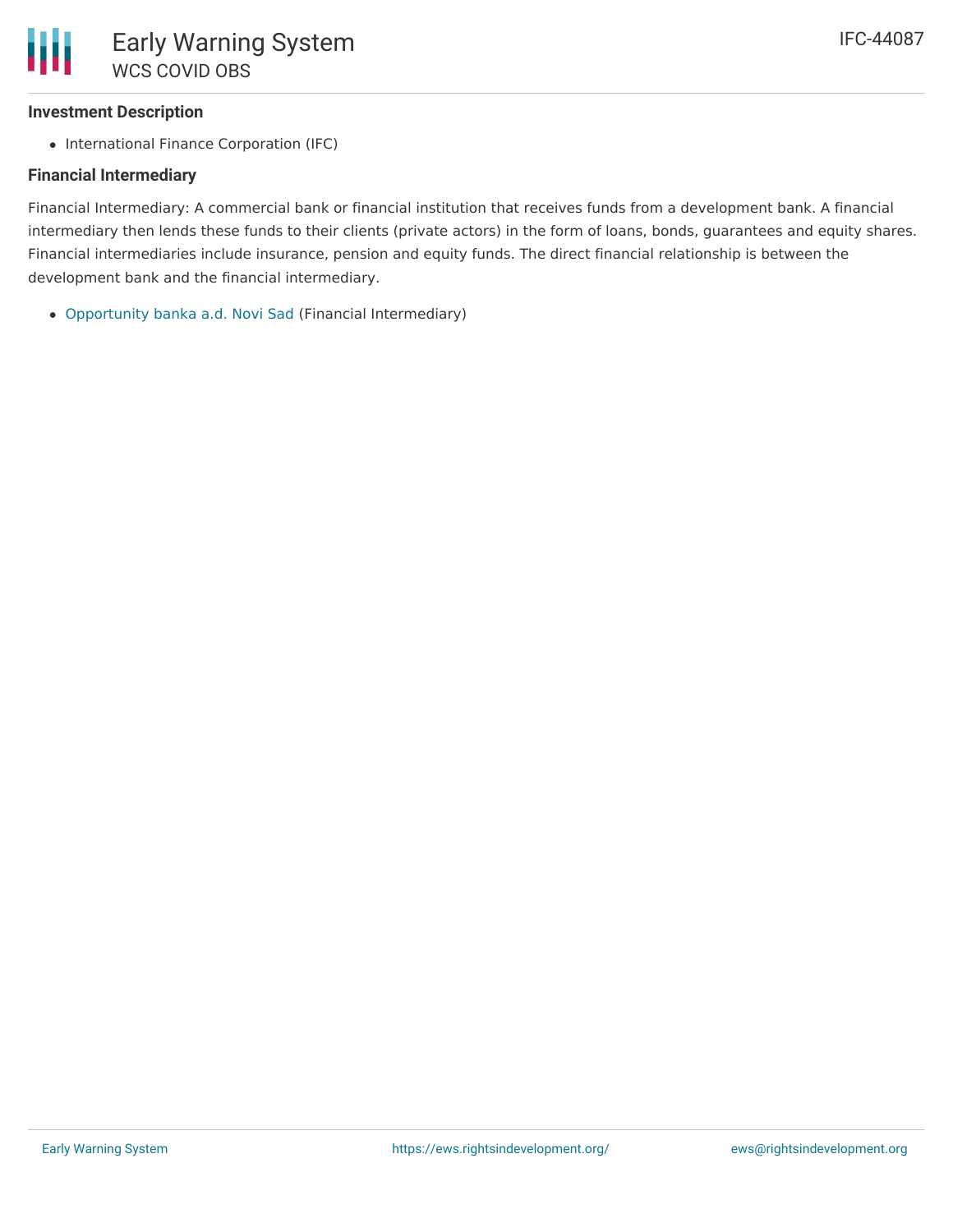### Investment Description

- International Finance Corporation (IFC)

### Financial Intermediary

Financial Intermediary: A commercial bank or financial institution that receives funds from a development bank. A financial intermediary then lends these funds to their clients (private actors) in the form of loans, bonds, guarantees and equity shares. Financial intermediaries include insurance, pension and equity funds. The direct financial relationship is between the development bank and the financial intermediary.

- Opportunity banka a.d. Novi Sad (Financial Intermediary)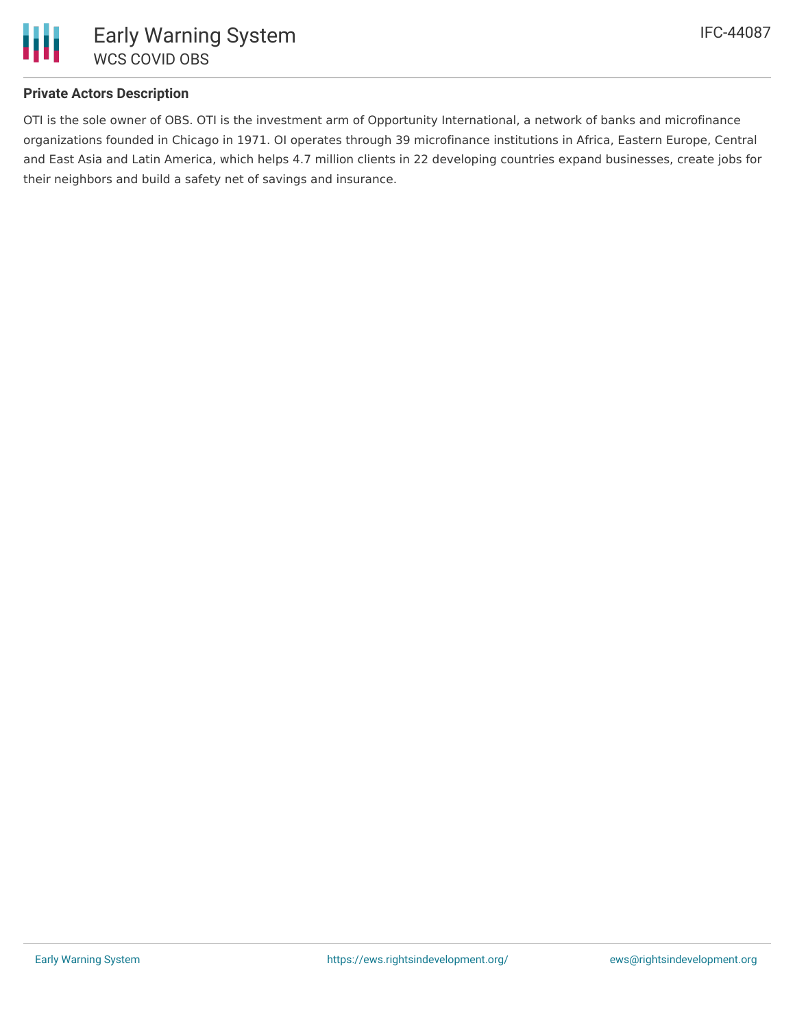### Private Actors Description

OTI is the sole owner of OBS. OTI is the investment arm of Opportunity International, a network of banks and microfinance organizations founded in Chicago in 1971. OI operates through 39 microfinance institutions in Africa, Eastern Europe, Central and East Asia and Latin America, which helps 4.7 million clients in 22 developing countries expand businesses, create jobs for their neighbors and build a safety net of savings and insurance.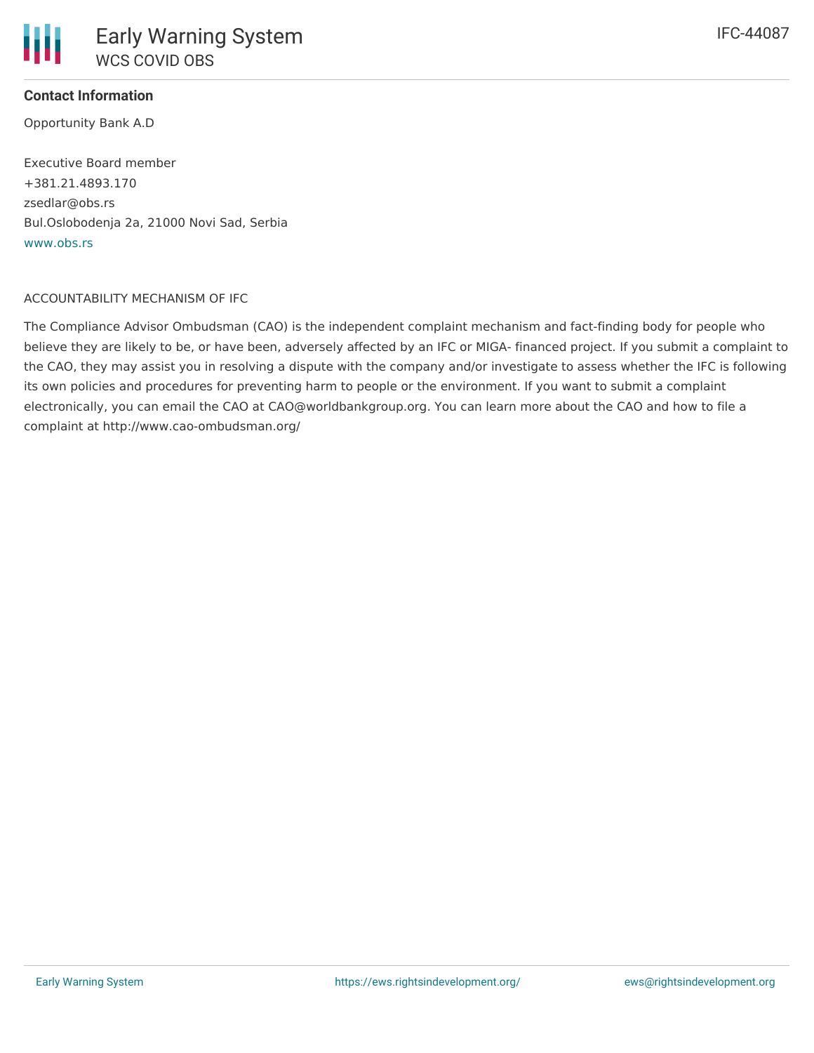**Contact Information**

Opportunity Bank A.D

Executive Board member
+381.21.4893.170
zsedlar@obs.rs
Bul.Oslobodenja 2a, 21000 Novi Sad, Serbia
www.obs.rs

ACCOUNTABILITY MECHANISM OF IFC

The Compliance Advisor Ombudsman (CAO) is the independent complaint mechanism and fact-finding body for people who believe they are likely to be, or have been, adversely affected by an IFC or MIGA- financed project. If you submit a complaint to the CAO, they may assist you in resolving a dispute with the company and/or investigate to assess whether the IFC is following its own policies and procedures for preventing harm to people or the environment. If you want to submit a complaint electronically, you can email the CAO at CAO@worldbankgroup.org. You can learn more about the CAO and how to file a complaint at http://www.cao-ombudsman.org/